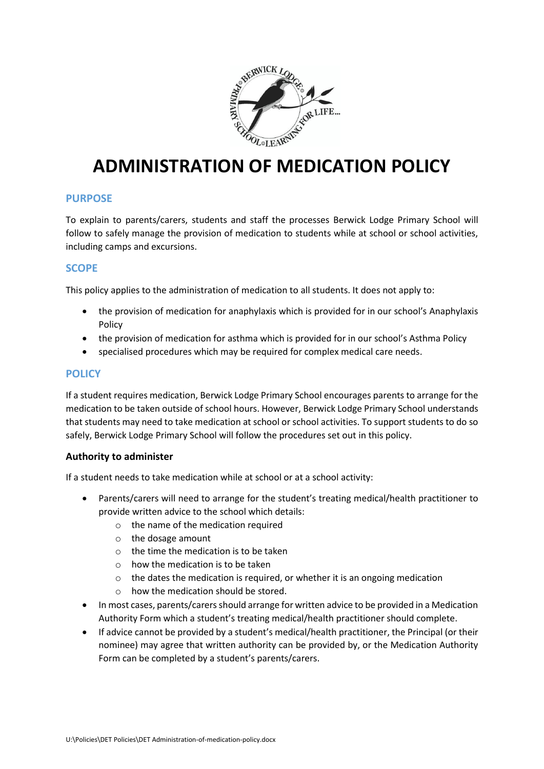# ADMINISTRATION OF MEDICATION POLICY

## PURPOSE

To explain to parents/carers, students and staff the processes Berwick Lodge Primary School will follow to safely manage the provision of medication to students while at school or school activities, including camps and excursions.

## SCOPE

This policy applies to the administration of medication to all students. It does not apply to:

- the provision of medication for anaphylaxis which is provided for in our school's Anaphylaxis Policy
- the provision of medication for asthma which is provided for in our school's Asthma Policy
- specialised procedures which may be required for complex medical care needs.

## POLICY

If a student requires medication, Berwick Lodge Primary School encourages parents to arrange for the medication to be taken outside of school hours. However, Berwick Lodge Primary School understands that students may need to take medication at school or school activities. To support students to do so safely, Berwick Lodge Primary School will follow the procedures set out in this policy.

### Authority to administer

If a student needs to take medication while at school or at a school activity:

- Parents/carers will need to arrange for the student's treating medical/health practitioner to provide written advice to the school which details:
  - the name of the medication required
  - the dosage amount
  - the time the medication is to be taken
  - how the medication is to be taken
  - the dates the medication is required, or whether it is an ongoing medication
  - how the medication should be stored.
- In most cases, parents/carers should arrange for written advice to be provided in a Medication Authority Form which a student's treating medical/health practitioner should complete.
- If advice cannot be provided by a student's medical/health practitioner, the Principal (or their nominee) may agree that written authority can be provided by, or the Medication Authority Form can be completed by a student's parents/carers.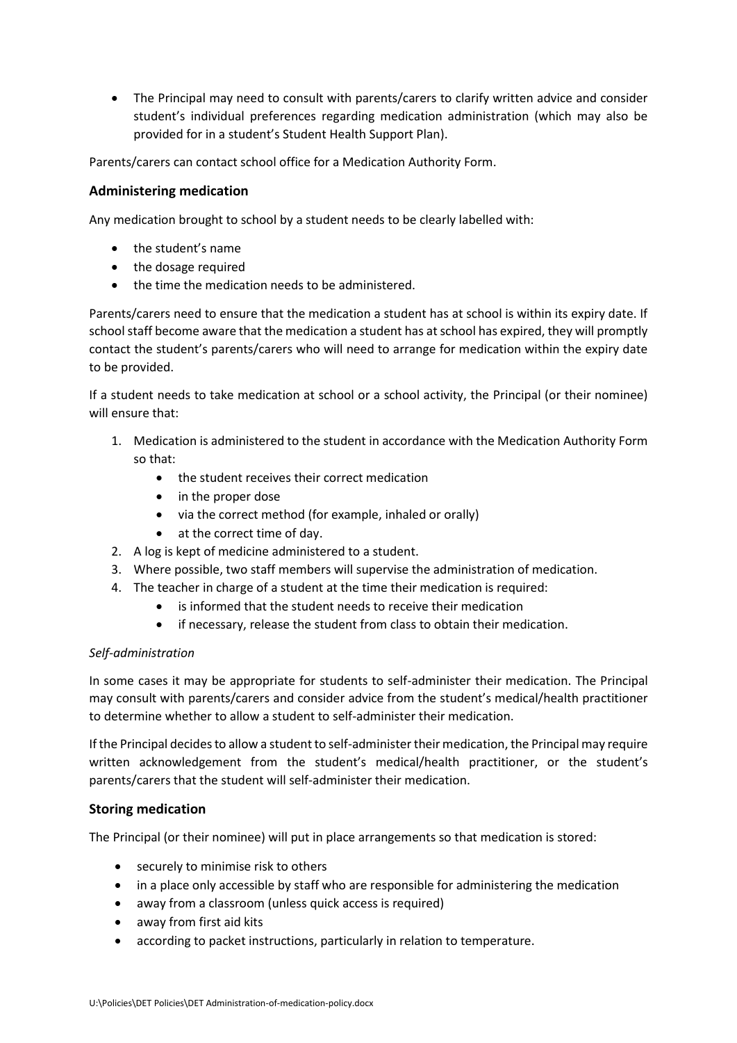- The Principal may need to consult with parents/carers to clarify written advice and consider student's individual preferences regarding medication administration (which may also be provided for in a student's Student Health Support Plan).

Parents/carers can contact school office for a Medication Authority Form.

### Administering medication

Any medication brought to school by a student needs to be clearly labelled with:

- the student's name
- the dosage required
- the time the medication needs to be administered.

Parents/carers need to ensure that the medication a student has at school is within its expiry date. If school staff become aware that the medication a student has at school has expired, they will promptly contact the student's parents/carers who will need to arrange for medication within the expiry date to be provided.

If a student needs to take medication at school or a school activity, the Principal (or their nominee) will ensure that:

1. Medication is administered to the student in accordance with the Medication Authority Form so that:
   - the student receives their correct medication
   - in the proper dose
   - via the correct method (for example, inhaled or orally)
   - at the correct time of day.
2. A log is kept of medicine administered to a student.
3. Where possible, two staff members will supervise the administration of medication.
4. The teacher in charge of a student at the time their medication is required:
   - is informed that the student needs to receive their medication
   - if necessary, release the student from class to obtain their medication.

*Self-administration*

In some cases it may be appropriate for students to self-administer their medication. The Principal may consult with parents/carers and consider advice from the student's medical/health practitioner to determine whether to allow a student to self-administer their medication.

If the Principal decides to allow a student to self-administer their medication, the Principal may require written acknowledgement from the student's medical/health practitioner, or the student's parents/carers that the student will self-administer their medication.

### Storing medication

The Principal (or their nominee) will put in place arrangements so that medication is stored:

- securely to minimise risk to others
- in a place only accessible by staff who are responsible for administering the medication
- away from a classroom (unless quick access is required)
- away from first aid kits
- according to packet instructions, particularly in relation to temperature.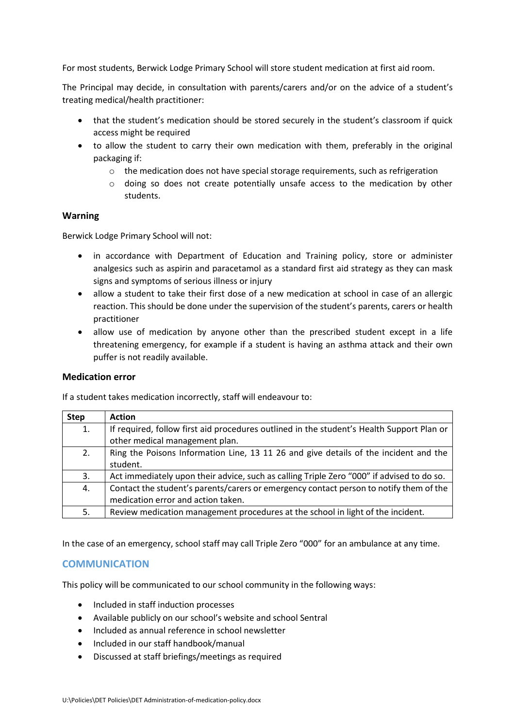For most students, Berwick Lodge Primary School will store student medication at first aid room.

The Principal may decide, in consultation with parents/carers and/or on the advice of a student's treating medical/health practitioner:

- that the student's medication should be stored securely in the student's classroom if quick access might be required
- to allow the student to carry their own medication with them, preferably in the original packaging if:
  - the medication does not have special storage requirements, such as refrigeration
  - doing so does not create potentially unsafe access to the medication by other students.

### Warning

Berwick Lodge Primary School will not:

- in accordance with Department of Education and Training policy, store or administer analgesics such as aspirin and paracetamol as a standard first aid strategy as they can mask signs and symptoms of serious illness or injury
- allow a student to take their first dose of a new medication at school in case of an allergic reaction. This should be done under the supervision of the student's parents, carers or health practitioner
- allow use of medication by anyone other than the prescribed student except in a life threatening emergency, for example if a student is having an asthma attack and their own puffer is not readily available.

### Medication error

If a student takes medication incorrectly, staff will endeavour to:

| Step | Action |
|---|---|
| 1. | If required, follow first aid procedures outlined in the student's Health Support Plan or other medical management plan. |
| 2. | Ring the Poisons Information Line, 13 11 26 and give details of the incident and the student. |
| 3. | Act immediately upon their advice, such as calling Triple Zero "000" if advised to do so. |
| 4. | Contact the student's parents/carers or emergency contact person to notify them of the medication error and action taken. |
| 5. | Review medication management procedures at the school in light of the incident. |

In the case of an emergency, school staff may call Triple Zero "000" for an ambulance at any time.

## COMMUNICATION

This policy will be communicated to our school community in the following ways:

- Included in staff induction processes
- Available publicly on our school's website and school Sentral
- Included as annual reference in school newsletter
- Included in our staff handbook/manual
- Discussed at staff briefings/meetings as required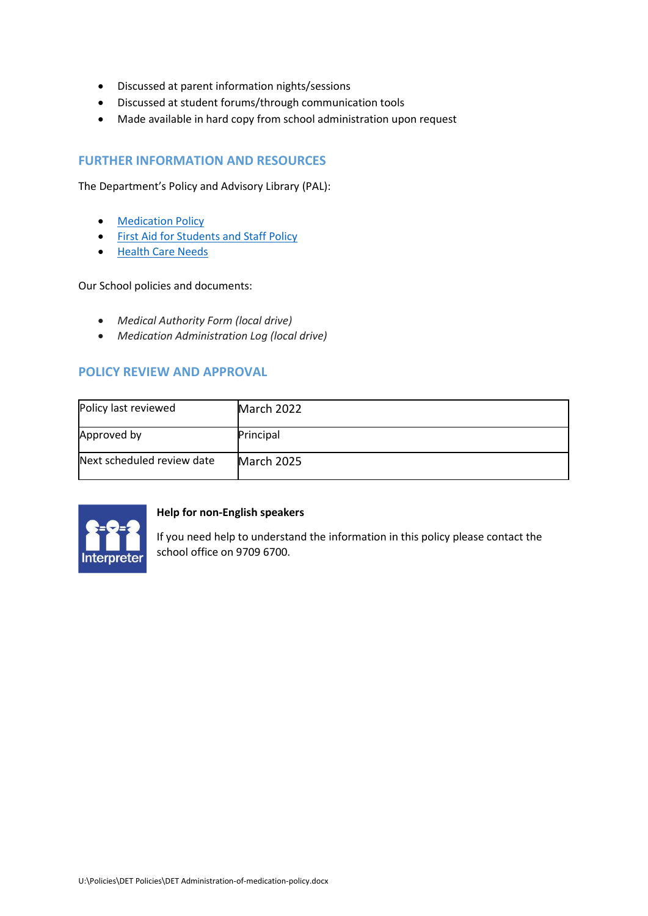- Discussed at parent information nights/sessions
- Discussed at student forums/through communication tools
- Made available in hard copy from school administration upon request

## FURTHER INFORMATION AND RESOURCES

The Department's Policy and Advisory Library (PAL):

- Medication Policy
- First Aid for Students and Staff Policy
- Health Care Needs

Our School policies and documents:

- *Medical Authority Form (local drive)*
- *Medication Administration Log (local drive)*

## POLICY REVIEW AND APPROVAL

| | |
|---|---|
| Policy last reviewed | March 2022 |
| Approved by | Principal |
| Next scheduled review date | March 2025 |

**Help for non-English speakers**

If you need help to understand the information in this policy please contact the school office on 9709 6700.

U:\Policies\DET Policies\DET Administration-of-medication-policy.docx